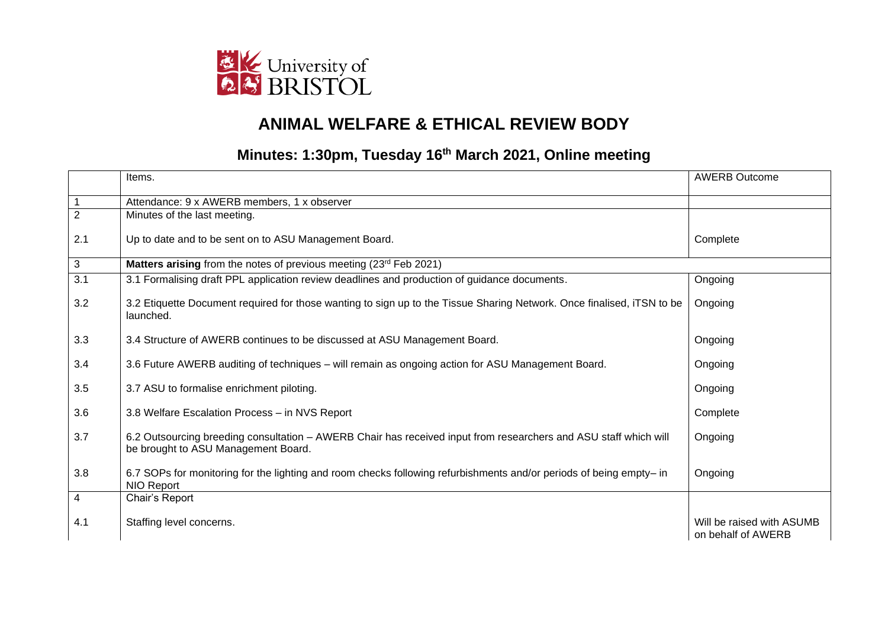University of BRISTOL

# ANIMAL WELFARE & ETHICAL REVIEW BODY

## Minutes: 1:30pm, Tuesday 16th March 2021, Online meeting

| | Items. | AWERB Outcome |
|---|---|---|
| 1 | Attendance: 9 x AWERB members, 1 x observer | |
| 2 | Minutes of the last meeting. | |
| 2.1 | Up to date and to be sent on to ASU Management Board. | Complete |
| 3 | **Matters arising** from the notes of previous meeting (23rd Feb 2021) | |
| 3.1 | 3.1 Formalising draft PPL application review deadlines and production of guidance documents. | Ongoing |
| 3.2 | 3.2 Etiquette Document required for those wanting to sign up to the Tissue Sharing Network. Once finalised, iTSN to be launched. | Ongoing |
| 3.3 | 3.4 Structure of AWERB continues to be discussed at ASU Management Board. | Ongoing |
| 3.4 | 3.6 Future AWERB auditing of techniques – will remain as ongoing action for ASU Management Board. | Ongoing |
| 3.5 | 3.7 ASU to formalise enrichment piloting. | Ongoing |
| 3.6 | 3.8 Welfare Escalation Process – in NVS Report | Complete |
| 3.7 | 6.2 Outsourcing breeding consultation – AWERB Chair has received input from researchers and ASU staff which will be brought to ASU Management Board. | Ongoing |
| 3.8 | 6.7 SOPs for monitoring for the lighting and room checks following refurbishments and/or periods of being empty– in NIO Report | Ongoing |
| 4 | Chair's Report | |
| 4.1 | Staffing level concerns. | Will be raised with ASUMB on behalf of AWERB |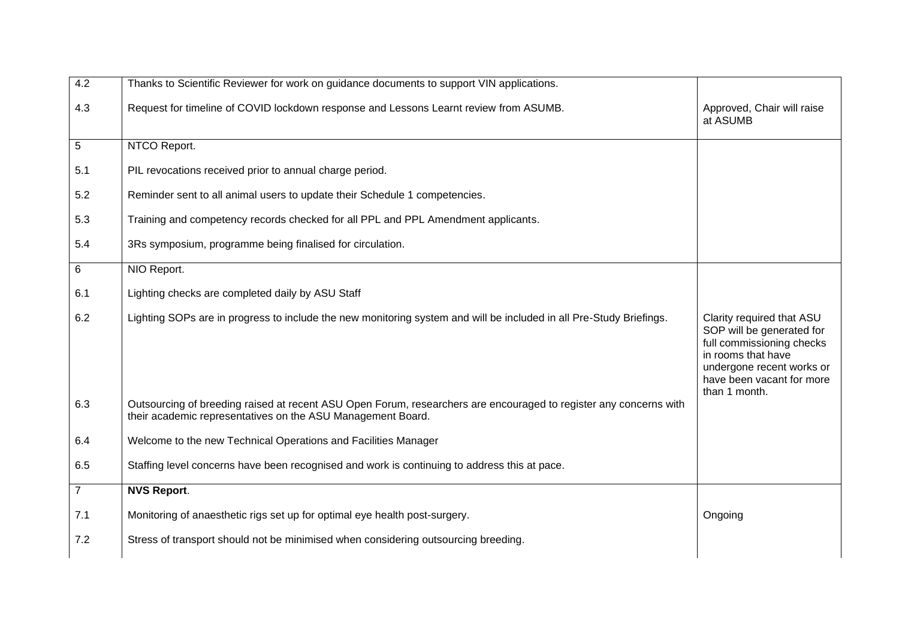| | | |
|---|---|---|
| 4.2 | Thanks to Scientific Reviewer for work on guidance documents to support VIN applications. | |
| 4.3 | Request for timeline of COVID lockdown response and Lessons Learnt review from ASUMB. | Approved, Chair will raise at ASUMB |
| 5 | NTCO Report. | |
| 5.1 | PIL revocations received prior to annual charge period. | |
| 5.2 | Reminder sent to all animal users to update their Schedule 1 competencies. | |
| 5.3 | Training and competency records checked for all PPL and PPL Amendment applicants. | |
| 5.4 | 3Rs symposium, programme being finalised for circulation. | |
| 6 | NIO Report. | |
| 6.1 | Lighting checks are completed daily by ASU Staff | |
| 6.2 | Lighting SOPs are in progress to include the new monitoring system and will be included in all Pre-Study Briefings. | Clarity required that ASU SOP will be generated for full commissioning checks in rooms that have undergone recent works or have been vacant for more than 1 month. |
| 6.3 | Outsourcing of breeding raised at recent ASU Open Forum, researchers are encouraged to register any concerns with their academic representatives on the ASU Management Board. | |
| 6.4 | Welcome to the new Technical Operations and Facilities Manager | |
| 6.5 | Staffing level concerns have been recognised and work is continuing to address this at pace. | |
| 7 | **NVS Report**. | |
| 7.1 | Monitoring of anaesthetic rigs set up for optimal eye health post-surgery. | Ongoing |
| 7.2 | Stress of transport should not be minimised when considering outsourcing breeding. | |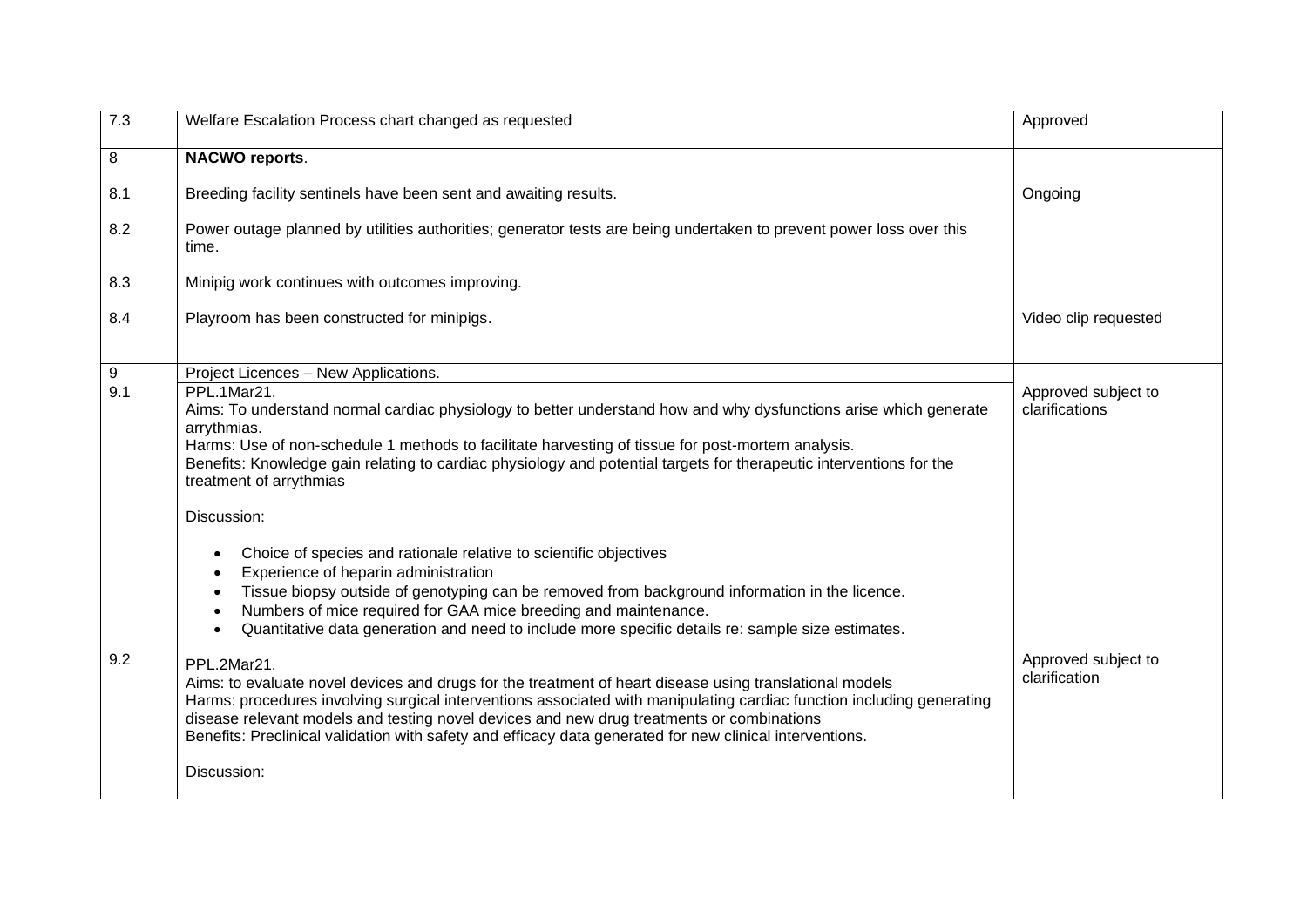| | | |
|---|---|---|
| 7.3 | Welfare Escalation Process chart changed as requested | Approved |
| 8 | **NACWO reports**. | |
| 8.1 | Breeding facility sentinels have been sent and awaiting results. | Ongoing |
| 8.2 | Power outage planned by utilities authorities; generator tests are being undertaken to prevent power loss over this time. | |
| 8.3 | Minipig work continues with outcomes improving. | |
| 8.4 | Playroom has been constructed for minipigs. | Video clip requested |
| 9 | Project Licences – New Applications. | |
| 9.1 | PPL.1Mar21.<br>Aims: To understand normal cardiac physiology to better understand how and why dysfunctions arise which generate arrythmias.<br>Harms: Use of non-schedule 1 methods to facilitate harvesting of tissue for post-mortem analysis.<br>Benefits: Knowledge gain relating to cardiac physiology and potential targets for therapeutic interventions for the treatment of arrythmias<br><br>Discussion:<br>• Choice of species and rationale relative to scientific objectives<br>• Experience of heparin administration<br>• Tissue biopsy outside of genotyping can be removed from background information in the licence.<br>• Numbers of mice required for GAA mice breeding and maintenance.<br>• Quantitative data generation and need to include more specific details re: sample size estimates. | Approved subject to clarifications |
| 9.2 | PPL.2Mar21.<br>Aims: to evaluate novel devices and drugs for the treatment of heart disease using translational models<br>Harms: procedures involving surgical interventions associated with manipulating cardiac function including generating disease relevant models and testing novel devices and new drug treatments or combinations<br>Benefits: Preclinical validation with safety and efficacy data generated for new clinical interventions.<br><br>Discussion: | Approved subject to clarification |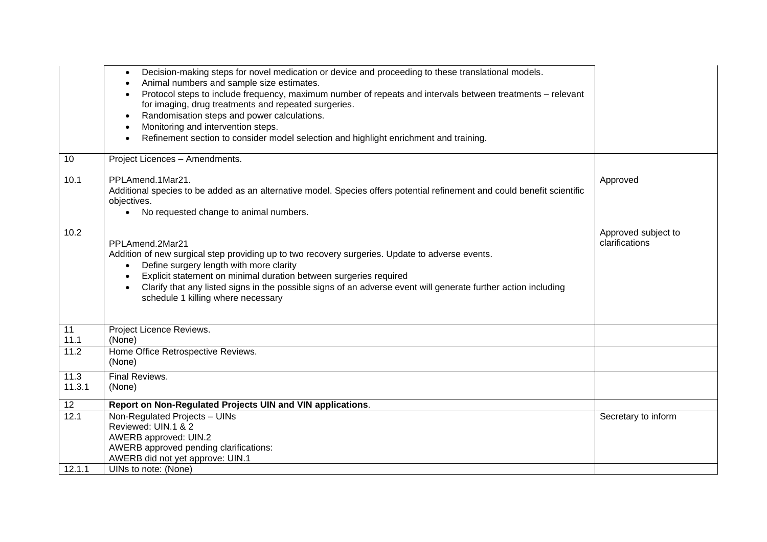| | | |
|---|---|---|
| | • Decision-making steps for novel medication or device and proceeding to these translational models.<br>• Animal numbers and sample size estimates.<br>• Protocol steps to include frequency, maximum number of repeats and intervals between treatments – relevant for imaging, drug treatments and repeated surgeries.<br>• Randomisation steps and power calculations.<br>• Monitoring and intervention steps.<br>• Refinement section to consider model selection and highlight enrichment and training. | |
| 10<br><br>10.1 | Project Licences – Amendments.<br><br>PPLAmend.1Mar21.<br>Additional species to be added as an alternative model. Species offers potential refinement and could benefit scientific objectives.<br>• No requested change to animal numbers. | <br><br>Approved |
| 10.2 | PPLAmend.2Mar21<br>Addition of new surgical step providing up to two recovery surgeries. Update to adverse events.<br>• Define surgery length with more clarity<br>• Explicit statement on minimal duration between surgeries required<br>• Clarify that any listed signs in the possible signs of an adverse event will generate further action including schedule 1 killing where necessary | Approved subject to clarifications |
| 11<br>11.1 | Project Licence Reviews.<br>(None) | |
| 11.2 | Home Office Retrospective Reviews.<br>(None) | |
| 11.3<br>11.3.1 | Final Reviews.<br>(None) | |
| 12 | **Report on Non-Regulated Projects UIN and VIN applications**. | |
| 12.1 | Non-Regulated Projects – UINs<br>Reviewed: UIN.1 & 2<br>AWERB approved: UIN.2<br>AWERB approved pending clarifications:<br>AWERB did not yet approve: UIN.1 | Secretary to inform |
| 12.1.1 | UINs to note: (None) | |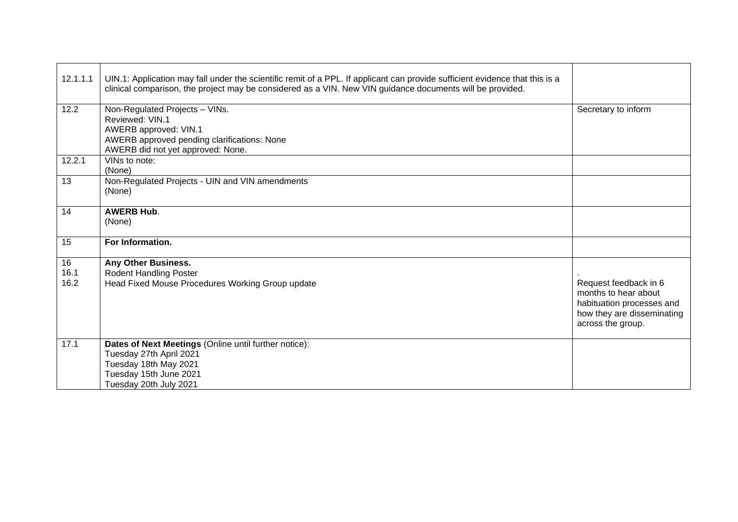| | | |
|---|---|---|
| 12.1.1.1 | UIN.1: Application may fall under the scientific remit of a PPL. If applicant can provide sufficient evidence that this is a clinical comparison, the project may be considered as a VIN. New VIN guidance documents will be provided. | |
| 12.2 | Non-Regulated Projects – VINs.<br>Reviewed: VIN.1<br>AWERB approved: VIN.1<br>AWERB approved pending clarifications: None<br>AWERB did not yet approved: None. | Secretary to inform |
| 12.2.1 | VINs to note:<br>(None) | |
| 13 | Non-Regulated Projects - UIN and VIN amendments<br>(None) | |
| 14 | **AWERB Hub**.<br>(None) | |
| 15 | **For Information.** | |
| 16<br>16.1<br>16.2 | **Any Other Business.**<br>Rodent Handling Poster<br>Head Fixed Mouse Procedures Working Group update | .<br>Request feedback in 6 months to hear about habituation processes and how they are disseminating across the group. |
| 17.1 | **Dates of Next Meetings** (Online until further notice):<br>Tuesday 27th April 2021<br>Tuesday 18th May 2021<br>Tuesday 15th June 2021<br>Tuesday 20th July 2021 | |